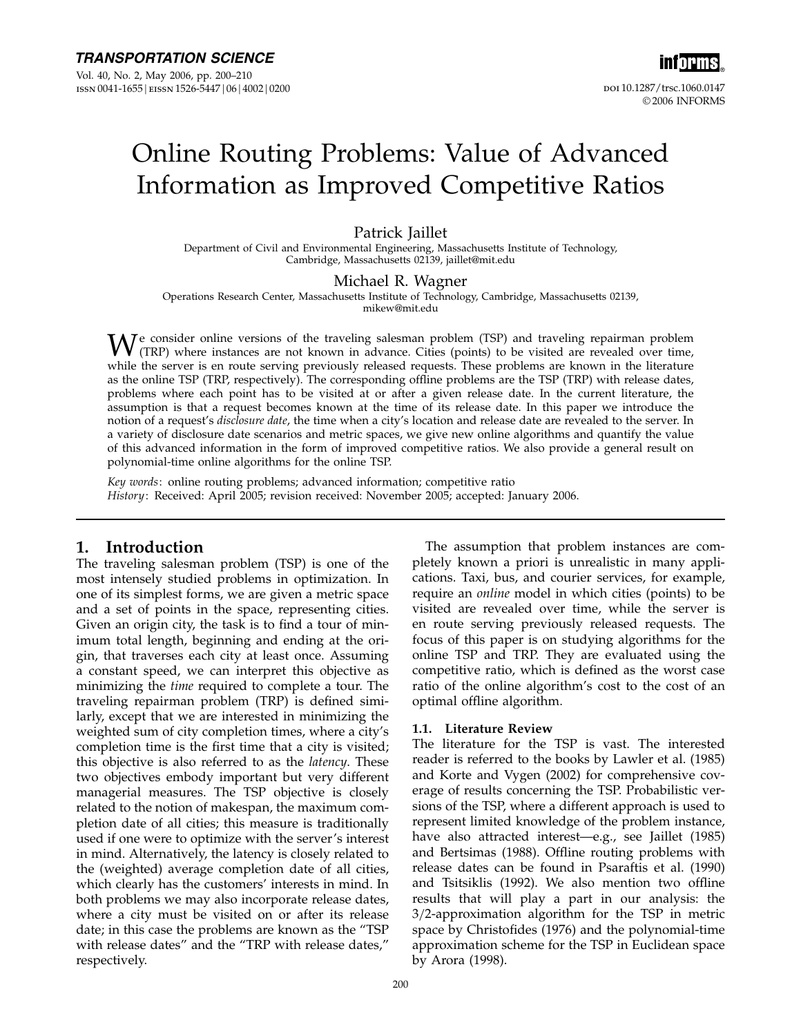# Online Routing Problems: Value of Advanced Information as Improved Competitive Ratios

Patrick Jaillet

Department of Civil and Environmental Engineering, Massachusetts Institute of Technology, Cambridge, Massachusetts 02139, jaillet@mit.edu

Michael R. Wagner

Operations Research Center, Massachusetts Institute of Technology, Cambridge, Massachusetts 02139, mikew@mit.edu

We consider online versions of the traveling salesman problem (TSP) and traveling repairman problem (TRP) where instances are not known in advance. Cities (points) to be visited are revealed over time, while the server is en route serving previously released requests. These problems are known in the literature as the online TSP (TRP, respectively). The corresponding offline problems are the TSP (TRP) with release dates, problems where each point has to be visited at or after a given release date. In the current literature, the assumption is that a request becomes known at the time of its release date. In this paper we introduce the notion of a request's *disclosure date*, the time when a city's location and release date are revealed to the server. In a variety of disclosure date scenarios and metric spaces, we give new online algorithms and quantify the value of this advanced information in the form of improved competitive ratios. We also provide a general result on polynomial-time online algorithms for the online TSP.

*Key words*: online routing problems; advanced information; competitive ratio

*History*: Received: April 2005; revision received: November 2005; accepted: January 2006.

## 1. Introduction

The traveling salesman problem (TSP) is one of the most intensely studied problems in optimization. In one of its simplest forms, we are given a metric space and a set of points in the space, representing cities. Given an origin city, the task is to find a tour of minimum total length, beginning and ending at the origin, that traverses each city at least once. Assuming a constant speed, we can interpret this objective as minimizing the *time* required to complete a tour. The traveling repairman problem (TRP) is defined similarly, except that we are interested in minimizing the weighted sum of city completion times, where a city's completion time is the first time that a city is visited; this objective is also referred to as the *latency*. These two objectives embody important but very different managerial measures. The TSP objective is closely related to the notion of makespan, the maximum completion date of all cities; this measure is traditionally used if one were to optimize with the server's interest in mind. Alternatively, the latency is closely related to the (weighted) average completion date of all cities, which clearly has the customers' interests in mind. In both problems we may also incorporate release dates, where a city must be visited on or after its release date; in this case the problems are known as the "TSP with release dates" and the "TRP with release dates," respectively.

The assumption that problem instances are completely known a priori is unrealistic in many applications. Taxi, bus, and courier services, for example, require an *online* model in which cities (points) to be visited are revealed over time, while the server is en route serving previously released requests. The focus of this paper is on studying algorithms for the online TSP and TRP. They are evaluated using the competitive ratio, which is defined as the worst case ratio of the online algorithm's cost to the cost of an optimal offline algorithm.

### 1.1. Literature Review

The literature for the TSP is vast. The interested reader is referred to the books by Lawler et al. (1985) and Korte and Vygen (2002) for comprehensive coverage of results concerning the TSP. Probabilistic versions of the TSP, where a different approach is used to represent limited knowledge of the problem instance, have also attracted interest—e.g., see Jaillet (1985) and Bertsimas (1988). Offline routing problems with release dates can be found in Psaraftis et al. (1990) and Tsitsiklis (1992). We also mention two offline results that will play a part in our analysis: the 3/2-approximation algorithm for the TSP in metric space by Christofides (1976) and the polynomial-time approximation scheme for the TSP in Euclidean space by Arora (1998).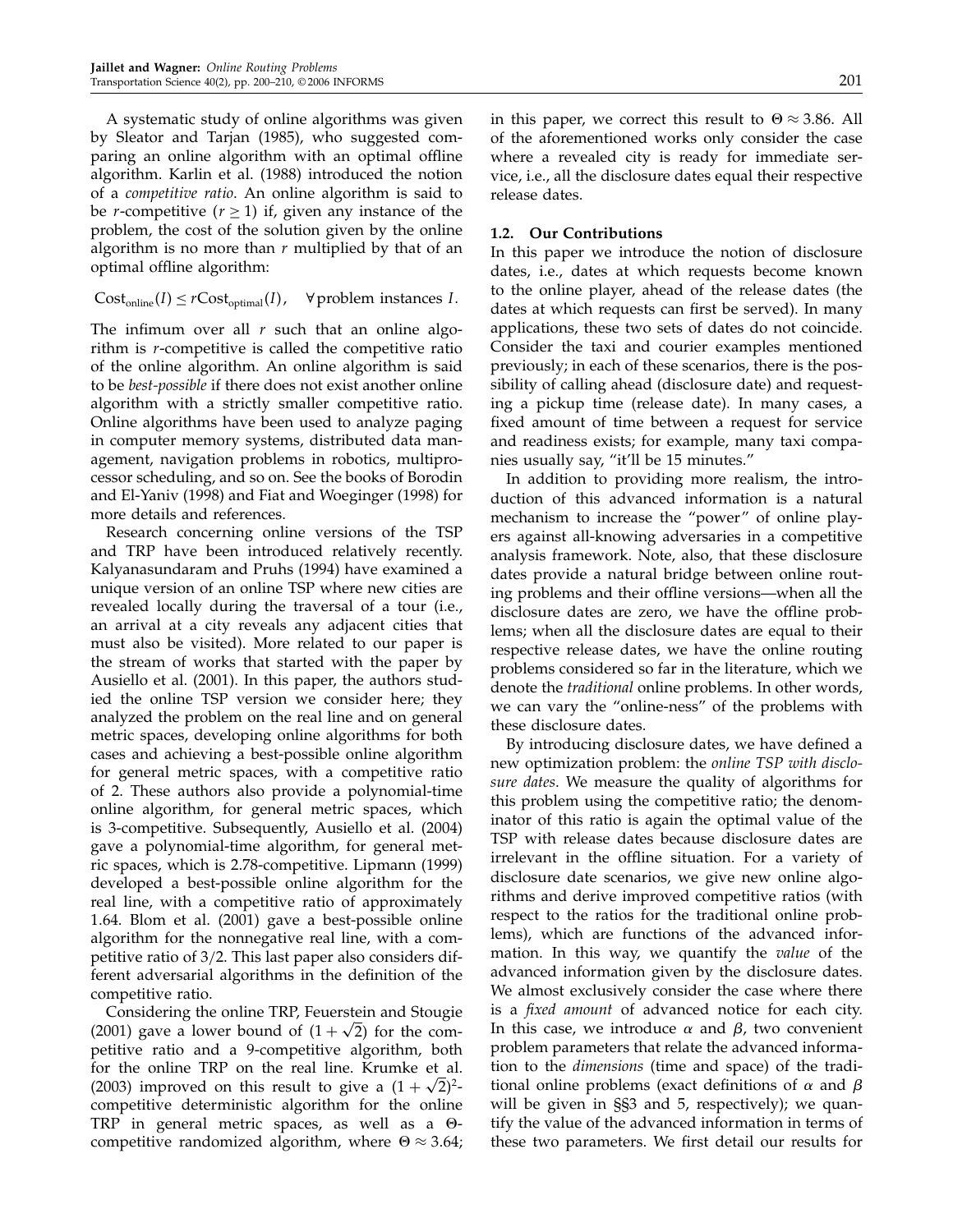A systematic study of online algorithms was given by Sleator and Tarjan (1985), who suggested comparing an online algorithm with an optimal offline algorithm. Karlin et al. (1988) introduced the notion of a *competitive ratio*. An online algorithm is said to be $r$-competitive ($r \geq 1$) if, given any instance of the problem, the cost of the solution given by the online algorithm is no more than $r$ multiplied by that of an optimal offline algorithm:

$$\text{Cost}_{\text{online}}(I) \leq r\text{Cost}_{\text{optimal}}(I), \quad \forall \text{problem instances } I.$$

The infimum over all $r$ such that an online algorithm is $r$-competitive is called the competitive ratio of the online algorithm. An online algorithm is said to be *best-possible* if there does not exist another online algorithm with a strictly smaller competitive ratio. Online algorithms have been used to analyze paging in computer memory systems, distributed data management, navigation problems in robotics, multiprocessor scheduling, and so on. See the books of Borodin and El-Yaniv (1998) and Fiat and Woeginger (1998) for more details and references.

Research concerning online versions of the TSP and TRP have been introduced relatively recently. Kalyanasundaram and Pruhs (1994) have examined a unique version of an online TSP where new cities are revealed locally during the traversal of a tour (i.e., an arrival at a city reveals any adjacent cities that must also be visited). More related to our paper is the stream of works that started with the paper by Ausiello et al. (2001). In this paper, the authors studied the online TSP version we consider here; they analyzed the problem on the real line and on general metric spaces, developing online algorithms for both cases and achieving a best-possible online algorithm for general metric spaces, with a competitive ratio of 2. These authors also provide a polynomial-time online algorithm, for general metric spaces, which is 3-competitive. Subsequently, Ausiello et al. (2004) gave a polynomial-time algorithm, for general metric spaces, which is 2.78-competitive. Lipmann (1999) developed a best-possible online algorithm for the real line, with a competitive ratio of approximately 1.64. Blom et al. (2001) gave a best-possible online algorithm for the nonnegative real line, with a competitive ratio of 3/2. This last paper also considers different adversarial algorithms in the definition of the competitive ratio.

Considering the online TRP, Feuerstein and Stougie (2001) gave a lower bound of $(1+\sqrt{2})$ for the competitive ratio and a 9-competitive algorithm, both for the online TRP on the real line. Krumke et al. (2003) improved on this result to give a $(1+\sqrt{2})^2$-competitive deterministic algorithm for the online TRP in general metric spaces, as well as a $\Theta$-competitive randomized algorithm, where $\Theta \approx 3.64$; in this paper, we correct this result to $\Theta \approx 3.86$. All of the aforementioned works only consider the case where a revealed city is ready for immediate service, i.e., all the disclosure dates equal their respective release dates.

### 1.2. Our Contributions

In this paper we introduce the notion of disclosure dates, i.e., dates at which requests become known to the online player, ahead of the release dates (the dates at which requests can first be served). In many applications, these two sets of dates do not coincide. Consider the taxi and courier examples mentioned previously; in each of these scenarios, there is the possibility of calling ahead (disclosure date) and requesting a pickup time (release date). In many cases, a fixed amount of time between a request for service and readiness exists; for example, many taxi companies usually say, "it'll be 15 minutes."

In addition to providing more realism, the introduction of this advanced information is a natural mechanism to increase the "power" of online players against all-knowing adversaries in a competitive analysis framework. Note, also, that these disclosure dates provide a natural bridge between online routing problems and their offline versions—when all the disclosure dates are zero, we have the offline problems; when all the disclosure dates are equal to their respective release dates, we have the online routing problems considered so far in the literature, which we denote the *traditional* online problems. In other words, we can vary the "online-ness" of the problems with these disclosure dates.

By introducing disclosure dates, we have defined a new optimization problem: the *online TSP with disclosure dates*. We measure the quality of algorithms for this problem using the competitive ratio; the denominator of this ratio is again the optimal value of the TSP with release dates because disclosure dates are irrelevant in the offline situation. For a variety of disclosure date scenarios, we give new online algorithms and derive improved competitive ratios (with respect to the ratios for the traditional online problems), which are functions of the advanced information. In this way, we quantify the *value* of the advanced information given by the disclosure dates. We almost exclusively consider the case where there is a *fixed amount* of advanced notice for each city. In this case, we introduce $\alpha$ and $\beta$, two convenient problem parameters that relate the advanced information to the *dimensions* (time and space) of the traditional online problems (exact definitions of $\alpha$ and $\beta$ will be given in §§3 and 5, respectively); we quantify the value of the advanced information in terms of these two parameters. We first detail our results for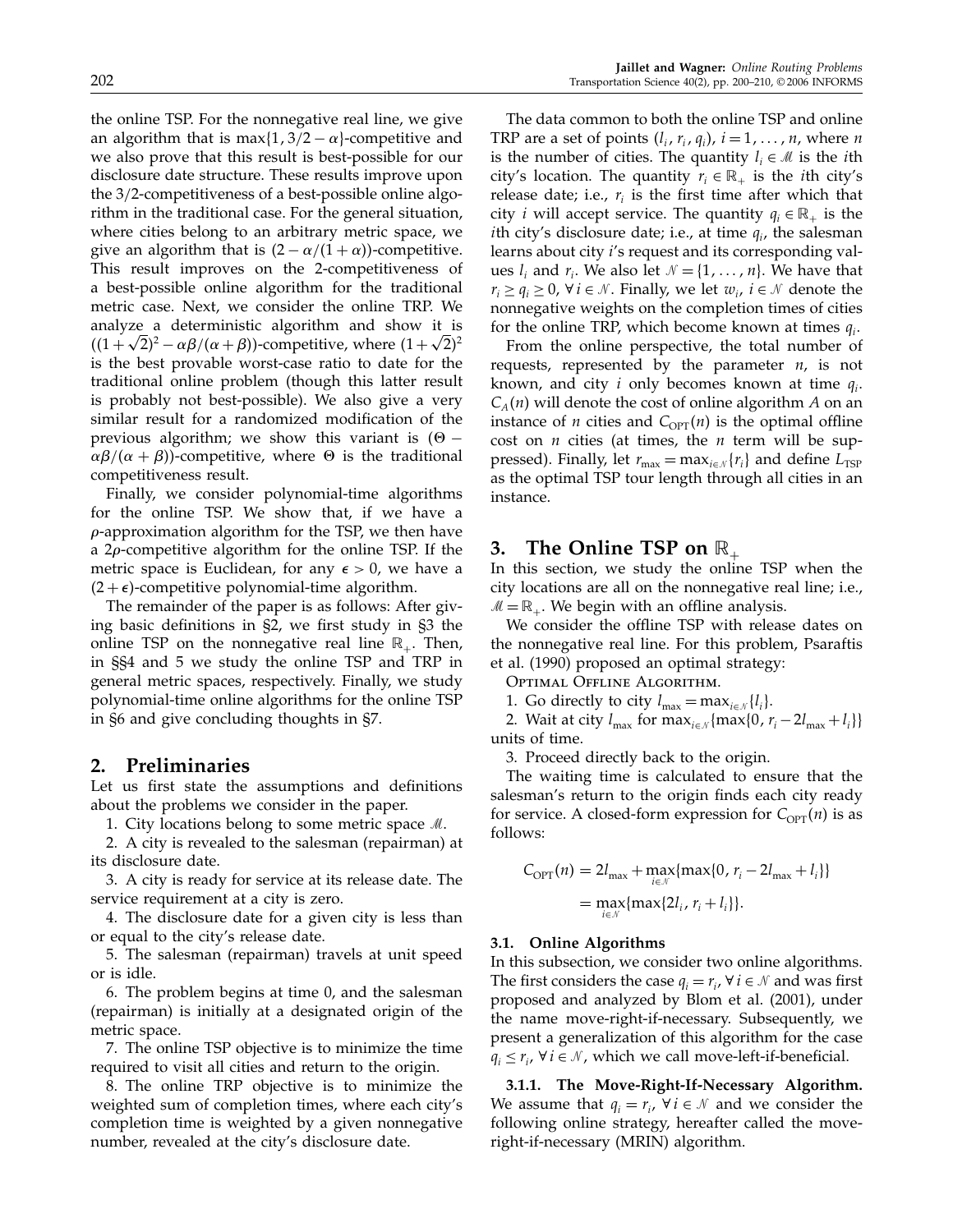the online TSP. For the nonnegative real line, we give an algorithm that is $\max\{1, 3/2 - \alpha\}$-competitive and we also prove that this result is best-possible for our disclosure date structure. These results improve upon the 3/2-competitiveness of a best-possible online algorithm in the traditional case. For the general situation, where cities belong to an arbitrary metric space, we give an algorithm that is $(2 - \alpha/(1+\alpha))$-competitive. This result improves on the 2-competitiveness of a best-possible online algorithm for the traditional metric case. Next, we consider the online TRP. We analyze a deterministic algorithm and show it is $((1+\sqrt{2})^2 - \alpha\beta/(\alpha+\beta))$-competitive, where $(1+\sqrt{2})^2$ is the best provable worst-case ratio to date for the traditional online problem (though this latter result is probably not best-possible). We also give a very similar result for a randomized modification of the previous algorithm; we show this variant is $(\Theta - \alpha\beta/(\alpha+\beta))$-competitive, where $\Theta$ is the traditional competitiveness result.

Finally, we consider polynomial-time algorithms for the online TSP. We show that, if we have a $\rho$-approximation algorithm for the TSP, we then have a $2\rho$-competitive algorithm for the online TSP. If the metric space is Euclidean, for any $\epsilon > 0$, we have a $(2+\epsilon)$-competitive polynomial-time algorithm.

The remainder of the paper is as follows: After giving basic definitions in §2, we first study in §3 the online TSP on the nonnegative real line $\mathbb{R}_+$. Then, in §§4 and 5 we study the online TSP and TRP in general metric spaces, respectively. Finally, we study polynomial-time online algorithms for the online TSP in §6 and give concluding thoughts in §7.

## 2. Preliminaries

Let us first state the assumptions and definitions about the problems we consider in the paper.

1. City locations belong to some metric space $\mathcal{M}$.
2. A city is revealed to the salesman (repairman) at its disclosure date.
3. A city is ready for service at its release date. The service requirement at a city is zero.
4. The disclosure date for a given city is less than or equal to the city's release date.
5. The salesman (repairman) travels at unit speed or is idle.
6. The problem begins at time 0, and the salesman (repairman) is initially at a designated origin of the metric space.
7. The online TSP objective is to minimize the time required to visit all cities and return to the origin.
8. The online TRP objective is to minimize the weighted sum of completion times, where each city's completion time is weighted by a given nonnegative number, revealed at the city's disclosure date.

The data common to both the online TSP and online TRP are a set of points $(l_i, r_i, q_i)$, $i = 1, \ldots, n$, where $n$ is the number of cities. The quantity $l_i \in \mathcal{M}$ is the $i$th city's location. The quantity $r_i \in \mathbb{R}_+$ is the $i$th city's release date; i.e., $r_i$ is the first time after which that city $i$ will accept service. The quantity $q_i \in \mathbb{R}_+$ is the $i$th city's disclosure date; i.e., at time $q_i$, the salesman learns about city $i$'s request and its corresponding values $l_i$ and $r_i$. We also let $\mathcal{N} = \{1, \ldots, n\}$. We have that $r_i \geq q_i \geq 0$, $\forall\, i \in \mathcal{N}$. Finally, we let $w_i$, $i \in \mathcal{N}$ denote the nonnegative weights on the completion times of cities for the online TRP, which become known at times $q_i$.

From the online perspective, the total number of requests, represented by the parameter $n$, is not known, and city $i$ only becomes known at time $q_i$. $C_A(n)$ will denote the cost of online algorithm $A$ on an instance of $n$ cities and $C_{\text{OPT}}(n)$ is the optimal offline cost on $n$ cities (at times, the $n$ term will be suppressed). Finally, let $r_{\max} = \max_{i \in \mathcal{N}}\{r_i\}$ and define $L_{\text{TSP}}$ as the optimal TSP tour length through all cities in an instance.

## 3. The Online TSP on $\mathbb{R}_+$

In this section, we study the online TSP when the city locations are all on the nonnegative real line; i.e., $\mathcal{M} = \mathbb{R}_+$. We begin with an offline analysis.

We consider the offline TSP with release dates on the nonnegative real line. For this problem, Psaraftis et al. (1990) proposed an optimal strategy:

Optimal Offline Algorithm.

1. Go directly to city $l_{\max} = \max_{i \in \mathcal{N}}\{l_i\}$.
2. Wait at city $l_{\max}$ for $\max_{i \in \mathcal{N}}\{\max\{0, r_i - 2l_{\max} + l_i\}\}$ units of time.
3. Proceed directly back to the origin.

The waiting time is calculated to ensure that the salesman's return to the origin finds each city ready for service. A closed-form expression for $C_{\text{OPT}}(n)$ is as follows:

$$C_{\text{OPT}}(n) = 2l_{\max} + \max_{i \in \mathcal{N}}\{\max\{0, r_i - 2l_{\max} + l_i\}\} = \max_{i \in \mathcal{N}}\{\max\{2l_i, r_i + l_i\}\}.$$

### 3.1. Online Algorithms

In this subsection, we consider two online algorithms. The first considers the case $q_i = r_i$, $\forall\, i \in \mathcal{N}$ and was first proposed and analyzed by Blom et al. (2001), under the name move-right-if-necessary. Subsequently, we present a generalization of this algorithm for the case $q_i \leq r_i$, $\forall\, i \in \mathcal{N}$, which we call move-left-if-beneficial.

#### 3.1.1. The Move-Right-If-Necessary Algorithm.

We assume that $q_i = r_i$, $\forall\, i \in \mathcal{N}$ and we consider the following online strategy, hereafter called the move-right-if-necessary (MRIN) algorithm.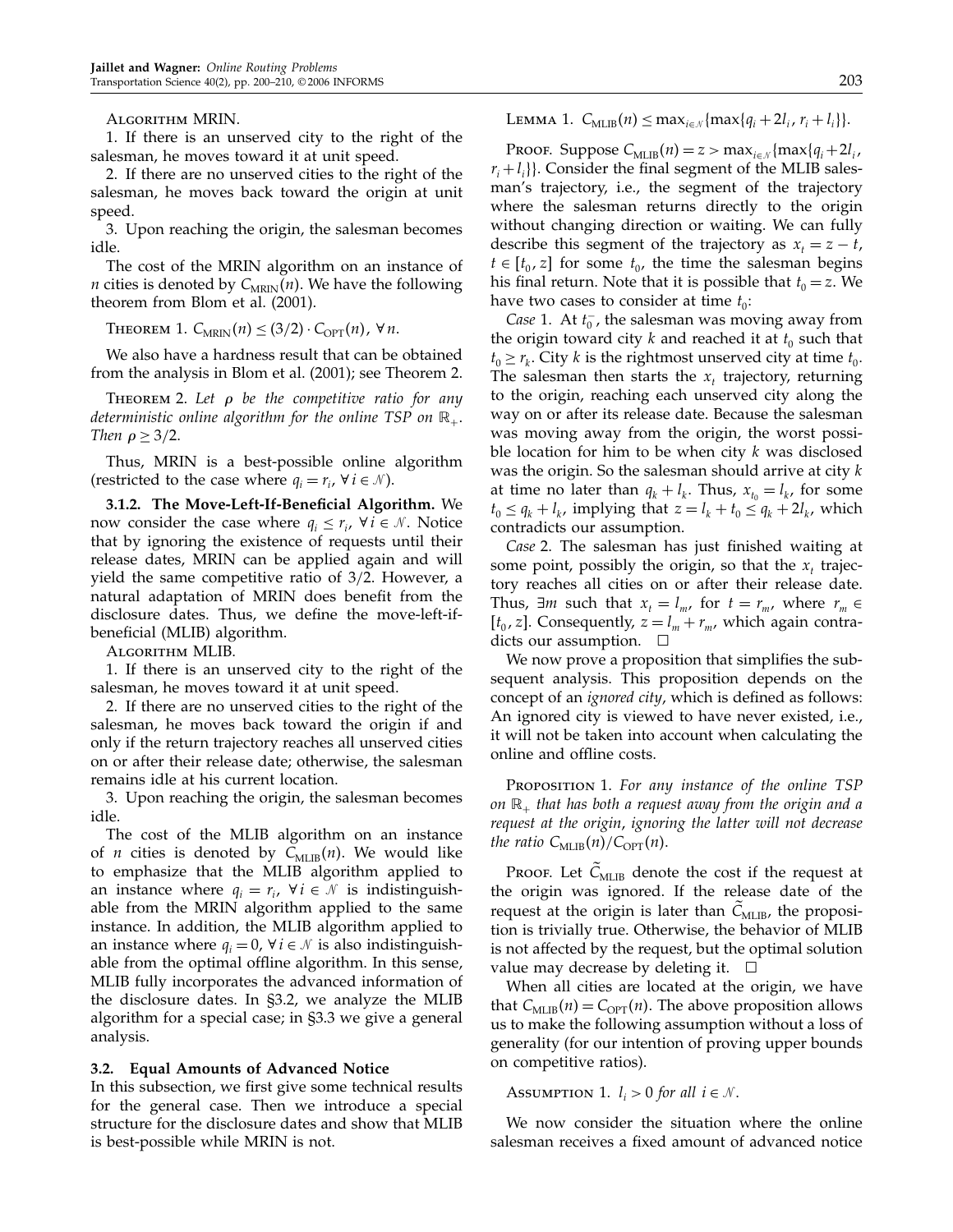Algorithm MRIN.

1. If there is an unserved city to the right of the salesman, he moves toward it at unit speed.

2. If there are no unserved cities to the right of the salesman, he moves back toward the origin at unit speed.

3. Upon reaching the origin, the salesman becomes idle.

The cost of the MRIN algorithm on an instance of $n$ cities is denoted by $C_{\text{MRIN}}(n)$. We have the following theorem from Blom et al. (2001).

Theorem 1. $C_{\text{MRIN}}(n) \leq (3/2) \cdot C_{\text{OPT}}(n)$, $\forall n$.

We also have a hardness result that can be obtained from the analysis in Blom et al. (2001); see Theorem 2.

Theorem 2. *Let $\rho$ be the competitive ratio for any deterministic online algorithm for the online TSP on $\mathbb{R}_+$. Then $\rho \geq 3/2$.*

Thus, MRIN is a best-possible online algorithm (restricted to the case where $q_i = r_i$, $\forall i \in \mathcal{N}$).

**3.1.2. The Move-Left-If-Beneficial Algorithm.** We now consider the case where $q_i \leq r_i$, $\forall i \in \mathcal{N}$. Notice that by ignoring the existence of requests until their release dates, MRIN can be applied again and will yield the same competitive ratio of 3/2. However, a natural adaptation of MRIN does benefit from the disclosure dates. Thus, we define the move-left-if-beneficial (MLIB) algorithm.

Algorithm MLIB.

1. If there is an unserved city to the right of the salesman, he moves toward it at unit speed.

2. If there are no unserved cities to the right of the salesman, he moves back toward the origin if and only if the return trajectory reaches all unserved cities on or after their release date; otherwise, the salesman remains idle at his current location.

3. Upon reaching the origin, the salesman becomes idle.

The cost of the MLIB algorithm on an instance of $n$ cities is denoted by $C_{\text{MLIB}}(n)$. We would like to emphasize that the MLIB algorithm applied to an instance where $q_i = r_i$, $\forall i \in \mathcal{N}$ is indistinguishable from the MRIN algorithm applied to the same instance. In addition, the MLIB algorithm applied to an instance where $q_i = 0$, $\forall i \in \mathcal{N}$ is also indistinguishable from the optimal offline algorithm. In this sense, MLIB fully incorporates the advanced information of the disclosure dates. In §3.2, we analyze the MLIB algorithm for a special case; in §3.3 we give a general analysis.

### 3.2. Equal Amounts of Advanced Notice

In this subsection, we first give some technical results for the general case. Then we introduce a special structure for the disclosure dates and show that MLIB is best-possible while MRIN is not.

Lemma 1. $C_{\text{MLIB}}(n) \leq \max_{i \in \mathcal{N}}\{\max\{q_i + 2l_i, r_i + l_i\}\}$.

Proof. Suppose $C_{\text{MLIB}}(n) = z > \max_{i \in \mathcal{N}}\{\max\{q_i + 2l_i, r_i + l_i\}\}$. Consider the final segment of the MLIB salesman's trajectory, i.e., the segment of the trajectory where the salesman returns directly to the origin without changing direction or waiting. We can fully describe this segment of the trajectory as $x_t = z - t$, $t \in [t_0, z]$ for some $t_0$, the time the salesman begins his final return. Note that it is possible that $t_0 = z$. We have two cases to consider at time $t_0$:

*Case* 1. At $t_0^-$, the salesman was moving away from the origin toward city $k$ and reached it at $t_0$ such that $t_0 \geq r_k$. City $k$ is the rightmost unserved city at time $t_0$. The salesman then starts the $x_t$ trajectory, returning to the origin, reaching each unserved city along the way on or after its release date. Because the salesman was moving away from the origin, the worst possible location for him to be when city $k$ was disclosed was the origin. So the salesman should arrive at city $k$ at time no later than $q_k + l_k$. Thus, $x_{t_0} = l_k$, for some $t_0 \leq q_k + l_k$, implying that $z = l_k + t_0 \leq q_k + 2l_k$, which contradicts our assumption.

*Case* 2. The salesman has just finished waiting at some point, possibly the origin, so that the $x_t$ trajectory reaches all cities on or after their release date. Thus, $\exists m$ such that $x_t = l_m$, for $t = r_m$, where $r_m \in [t_0, z]$. Consequently, $z = l_m + r_m$, which again contradicts our assumption. $\square$

We now prove a proposition that simplifies the subsequent analysis. This proposition depends on the concept of an *ignored city*, which is defined as follows: An ignored city is viewed to have never existed, i.e., it will not be taken into account when calculating the online and offline costs.

Proposition 1. *For any instance of the online TSP on $\mathbb{R}_+$ that has both a request away from the origin and a request at the origin, ignoring the latter will not decrease the ratio $C_{\text{MLIB}}(n)/C_{\text{OPT}}(n)$.*

Proof. Let $\tilde{C}_{\text{MLIB}}$ denote the cost if the request at the origin was ignored. If the release date of the request at the origin is later than $\tilde{C}_{\text{MLIB}}$, the proposition is trivially true. Otherwise, the behavior of MLIB is not affected by the request, but the optimal solution value may decrease by deleting it. $\square$

When all cities are located at the origin, we have that $C_{\text{MLIB}}(n) = C_{\text{OPT}}(n)$. The above proposition allows us to make the following assumption without a loss of generality (for our intention of proving upper bounds on competitive ratios).

Assumption 1. $l_i > 0$ *for all* $i \in \mathcal{N}$.

We now consider the situation where the online salesman receives a fixed amount of advanced notice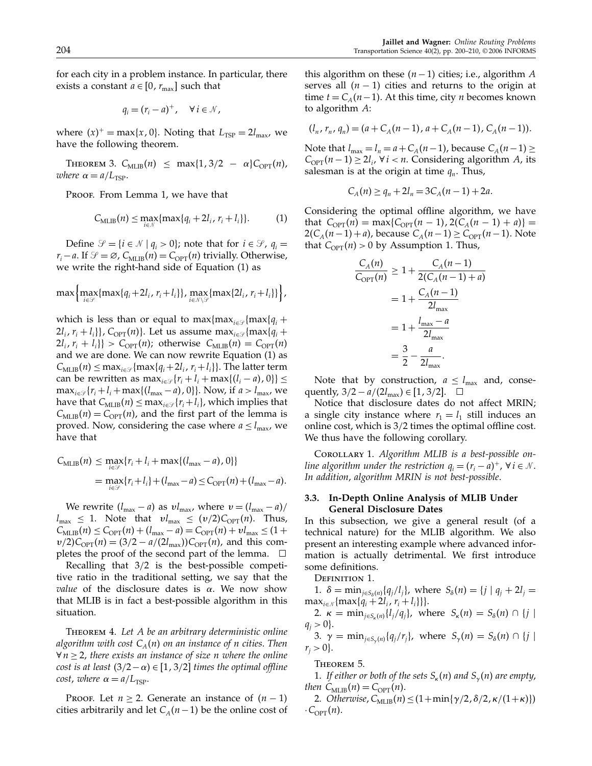for each city in a problem instance. In particular, there exists a constant $a \in [0, r_{\max}]$ such that

$$q_i = (r_i - a)^+, \quad \forall\, i \in \mathcal{N},$$

where $(x)^+ = \max\{x, 0\}$. Noting that $L_{\text{TSP}} = 2l_{\max}$, we have the following theorem.

Theorem 3. *$C_{\text{MLIB}}(n) \le \max\{1, 3/2 - \alpha\} C_{\text{OPT}}(n)$, where $\alpha = a/L_{\text{TSP}}$.*

Proof. From Lemma 1, we have that

$$C_{\text{MLIB}}(n) \le \max_{i \in \mathcal{N}} \{\max\{q_i + 2l_i, r_i + l_i\}\}. \tag{1}$$

Define $\mathcal{S} = \{i \in \mathcal{N} \mid q_i > 0\}$; note that for $i \in \mathcal{S}$, $q_i = r_i - a$. If $\mathcal{S} = \varnothing$, $C_{\text{MLIB}}(n) = C_{\text{OPT}}(n)$ trivially. Otherwise, we write the right-hand side of Equation (1) as

$$\max\Big\{\max_{i \in \mathcal{S}}\{\max\{q_i + 2l_i, r_i + l_i\}\}, \max_{i \in \mathcal{N} \setminus \mathcal{S}}\{\max\{2l_i, r_i + l_i\}\}\Big\},$$

which is less than or equal to $\max\{\max_{i \in \mathcal{S}}\{\max\{q_i + 2l_i, r_i + l_i\}\}, C_{\text{OPT}}(n)\}$. Let us assume $\max_{i \in \mathcal{S}}\{\max\{q_i + 2l_i, r_i + l_i\}\} > C_{\text{OPT}}(n)$; otherwise $C_{\text{MLIB}}(n) = C_{\text{OPT}}(n)$ and we are done. We can now rewrite Equation (1) as $C_{\text{MLIB}}(n) \le \max_{i \in \mathcal{S}}\{\max\{q_i + 2l_i, r_i + l_i\}\}$. The latter term can be rewritten as $\max_{i \in \mathcal{S}}\{r_i + l_i + \max\{(l_i - a), 0\}\} \le \max_{i \in \mathcal{S}}\{r_i + l_i + \max\{(l_{\max} - a), 0\}\}$. Now, if $a > l_{\max}$, we have that $C_{\text{MLIB}}(n) \le \max_{i \in \mathcal{S}}\{r_i + l_i\}$, which implies that $C_{\text{MLIB}}(n) = C_{\text{OPT}}(n)$, and the first part of the lemma is proved. Now, considering the case where $a \le l_{\max}$, we have that

$$\begin{aligned} C_{\text{MLIB}}(n) &\le \max_{i \in \mathcal{S}}\{r_i + l_i + \max\{(l_{\max} - a), 0\}\} \\ &= \max_{i \in \mathcal{S}}\{r_i + l_i\} + (l_{\max} - a) \le C_{\text{OPT}}(n) + (l_{\max} - a). \end{aligned}$$

We rewrite $(l_{\max} - a)$ as $v l_{\max}$, where $v = (l_{\max} - a)/l_{\max} \le 1$. Note that $v l_{\max} \le (v/2) C_{\text{OPT}}(n)$. Thus, $C_{\text{MLIB}}(n) \le C_{\text{OPT}}(n) + (l_{\max} - a) = C_{\text{OPT}}(n) + v l_{\max} \le (1 + v/2) C_{\text{OPT}}(n) = (3/2 - a/(2l_{\max})) C_{\text{OPT}}(n)$, and this completes the proof of the second part of the lemma. $\square$

Recalling that 3/2 is the best-possible competitive ratio in the traditional setting, we say that the *value* of the disclosure dates is $\alpha$. We now show that MLIB is in fact a best-possible algorithm in this situation.

Theorem 4. *Let $A$ be an arbitrary deterministic online algorithm with cost $C_A(n)$ on an instance of $n$ cities. Then $\forall\, n \ge 2$, there exists an instance of size $n$ where the online cost is at least $(3/2 - \alpha) \in [1, 3/2]$ times the optimal offline cost, where $\alpha = a/L_{\text{TSP}}$.*

Proof. Let $n \ge 2$. Generate an instance of $(n-1)$ cities arbitrarily and let $C_A(n-1)$ be the online cost of this algorithm on these $(n-1)$ cities; i.e., algorithm $A$ serves all $(n-1)$ cities and returns to the origin at time $t = C_A(n-1)$. At this time, city $n$ becomes known to algorithm $A$:

$$(l_n, r_n, q_n) = (a + C_A(n-1), a + C_A(n-1), C_A(n-1)).$$

Note that $l_{\max} = l_n = a + C_A(n-1)$, because $C_A(n-1) \ge C_{\text{OPT}}(n-1) \ge 2l_i$, $\forall\, i < n$. Considering algorithm $A$, its salesman is at the origin at time $q_n$. Thus,

$$C_A(n) \ge q_n + 2l_n = 3C_A(n-1) + 2a.$$

Considering the optimal offline algorithm, we have that $C_{\text{OPT}}(n) = \max\{C_{\text{OPT}}(n-1), 2(C_A(n-1) + a)\} = 2(C_A(n-1) + a)$, because $C_A(n-1) \ge C_{\text{OPT}}(n-1)$. Note that $C_{\text{OPT}}(n) > 0$ by Assumption 1. Thus,

$$\begin{aligned} \frac{C_A(n)}{C_{\text{OPT}}(n)} &\ge 1 + \frac{C_A(n-1)}{2(C_A(n-1) + a)} \\ &= 1 + \frac{C_A(n-1)}{2l_{\max}} \\ &= 1 + \frac{l_{\max} - a}{2l_{\max}} \\ &= \frac{3}{2} - \frac{a}{2l_{\max}}. \end{aligned}$$

Note that by construction, $a \le l_{\max}$ and, consequently, $3/2 - a/(2l_{\max}) \in [1, 3/2]$. $\square$

Notice that disclosure dates do not affect MRIN; a single city instance where $r_1 = l_1$ still induces an online cost, which is 3/2 times the optimal offline cost. We thus have the following corollary.

Corollary 1. *Algorithm MLIB is a best-possible online algorithm under the restriction $q_i = (r_i - a)^+$, $\forall\, i \in \mathcal{N}$. In addition, algorithm MRIN is not best-possible.*

### 3.3. In-Depth Online Analysis of MLIB Under General Disclosure Dates

In this subsection, we give a general result (of a technical nature) for the MLIB algorithm. We also present an interesting example where advanced information is actually detrimental. We first introduce some definitions.

Definition 1.

1. $\delta = \min_{j \in S_\delta(n)}\{q_j / l_j\}$, where $S_\delta(n) = \{j \mid q_j + 2l_j = \max_{i \in \mathcal{N}}\{\max\{q_i + 2l_i, r_i + l_i\}\}\}$.
2. $\kappa = \min_{j \in S_\kappa(n)}\{l_j / q_j\}$, where $S_\kappa(n) = S_\delta(n) \cap \{j \mid q_j > 0\}$.
3. $\gamma = \min_{j \in S_\gamma(n)}\{q_j / r_j\}$, where $S_\gamma(n) = S_\delta(n) \cap \{j \mid r_j > 0\}$.

Theorem 5.

1. *If either or both of the sets $S_\kappa(n)$ and $S_\gamma(n)$ are empty, then $C_{\text{MLIB}}(n) = C_{\text{OPT}}(n)$.*
2. *Otherwise, $C_{\text{MLIB}}(n) \le (1 + \min\{\gamma/2, \delta/2, \kappa/(1+\kappa)\}) \cdot C_{\text{OPT}}(n)$.*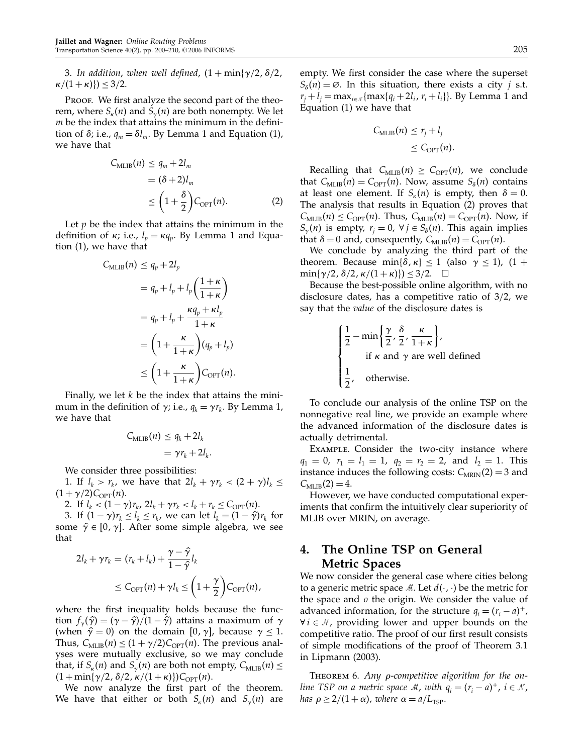3. *In addition, when well defined,* $(1+\min\{\gamma/2, \delta/2, \kappa/(1+\kappa)\}) \le 3/2$.

Proof. We first analyze the second part of the theorem, where $S_\kappa(n)$ and $S_\gamma(n)$ are both nonempty. We let $m$ be the index that attains the minimum in the definition of $\delta$; i.e., $q_m = \delta l_m$. By Lemma 1 and Equation (1), we have that

$$
\begin{aligned}
C_{\text{MLIB}}(n) &\le q_m + 2l_m \\
&= (\delta+2)l_m \\
&\le \left(1+\frac{\delta}{2}\right)C_{\text{OPT}}(n). \qquad (2)
\end{aligned}
$$

Let $p$ be the index that attains the minimum in the definition of $\kappa$; i.e., $l_p = \kappa q_p$. By Lemma 1 and Equation (1), we have that

$$
\begin{aligned}
C_{\text{MLIB}}(n) &\le q_p + 2l_p \\
&= q_p + l_p + l_p\left(\frac{1+\kappa}{1+\kappa}\right) \\
&= q_p + l_p + \frac{\kappa q_p + \kappa l_p}{1+\kappa} \\
&= \left(1+\frac{\kappa}{1+\kappa}\right)(q_p + l_p) \\
&\le \left(1+\frac{\kappa}{1+\kappa}\right)C_{\text{OPT}}(n).
\end{aligned}
$$

Finally, we let $k$ be the index that attains the minimum in the definition of $\gamma$; i.e., $q_k = \gamma r_k$. By Lemma 1, we have that

$$
\begin{aligned}
C_{\text{MLIB}}(n) &\le q_k + 2l_k \\
&= \gamma r_k + 2l_k.
\end{aligned}
$$

We consider three possibilities:

1. If $l_k > r_k$, we have that $2l_k + \gamma r_k < (2+\gamma)l_k \le (1+\gamma/2)C_{\text{OPT}}(n)$.
2. If $l_k < (1-\gamma)r_k$, $2l_k + \gamma r_k < l_k + r_k \le C_{\text{OPT}}(n)$.
3. If $(1-\gamma)r_k \le l_k \le r_k$, we can let $l_k = (1-\hat{\gamma})r_k$ for some $\hat{\gamma} \in [0, \gamma]$. After some simple algebra, we see that

$$
\begin{aligned}
2l_k + \gamma r_k &= (r_k + l_k) + \frac{\gamma - \hat{\gamma}}{1-\hat{\gamma}} l_k \\
&\le C_{\text{OPT}}(n) + \gamma l_k \le \left(1+\frac{\gamma}{2}\right)C_{\text{OPT}}(n),
\end{aligned}
$$

where the first inequality holds because the function $f_\gamma(\hat{\gamma}) = (\gamma-\hat{\gamma})/(1-\hat{\gamma})$ attains a maximum of $\gamma$ (when $\hat{\gamma}=0$) on the domain $[0,\gamma]$, because $\gamma \le 1$. Thus, $C_{\text{MLIB}}(n) \le (1+\gamma/2)C_{\text{OPT}}(n)$. The previous analyses were mutually exclusive, so we may conclude that, if $S_\kappa(n)$ and $S_\gamma(n)$ are both not empty, $C_{\text{MLIB}}(n) \le (1+\min\{\gamma/2, \delta/2, \kappa/(1+\kappa)\})C_{\text{OPT}}(n)$.

We now analyze the first part of the theorem. We have that either or both $S_\kappa(n)$ and $S_\gamma(n)$ are empty. We first consider the case where the superset $S_\delta(n) = \varnothing$. In this situation, there exists a city $j$ s.t. $r_j + l_j = \max_{i\in\mathcal{N}}\{\max\{q_i + 2l_i, r_i + l_i\}\}$. By Lemma 1 and Equation (1) we have that

$$
\begin{aligned}
C_{\text{MLIB}}(n) &\le r_j + l_j \\
&\le C_{\text{OPT}}(n).
\end{aligned}
$$

Recalling that $C_{\text{MLIB}}(n) \ge C_{\text{OPT}}(n)$, we conclude that $C_{\text{MLIB}}(n) = C_{\text{OPT}}(n)$. Now, assume $S_\delta(n)$ contains at least one element. If $S_\kappa(n)$ is empty, then $\delta = 0$. The analysis that results in Equation (2) proves that $C_{\text{MLIB}}(n) \le C_{\text{OPT}}(n)$. Thus, $C_{\text{MLIB}}(n) = C_{\text{OPT}}(n)$. Now, if $S_\gamma(n)$ is empty, $r_j = 0$, $\forall j \in S_\delta(n)$. This again implies that $\delta = 0$ and, consequently, $C_{\text{MLIB}}(n) = C_{\text{OPT}}(n)$.

We conclude by analyzing the third part of the theorem. Because $\min\{\delta, \kappa\} \le 1$ (also $\gamma \le 1$), $(1+\min\{\gamma/2, \delta/2, \kappa/(1+\kappa)\}) \le 3/2$. □

Because the best-possible online algorithm, with no disclosure dates, has a competitive ratio of 3/2, we say that the *value* of the disclosure dates is

$$
\begin{cases}
\dfrac{1}{2} - \min\left\{\dfrac{\gamma}{2}, \dfrac{\delta}{2}, \dfrac{\kappa}{1+\kappa}\right\}, \\
\qquad \text{if } \kappa \text{ and } \gamma \text{ are well defined} \\
\dfrac{1}{2}, \quad \text{otherwise.}
\end{cases}
$$

To conclude our analysis of the online TSP on the nonnegative real line, we provide an example where the advanced information of the disclosure dates is actually detrimental.

Example. Consider the two-city instance where $q_1 = 0$, $r_1 = l_1 = 1$, $q_2 = r_2 = 2$, and $l_2 = 1$. This instance induces the following costs: $C_{\text{MRIN}}(2) = 3$ and $C_{\text{MLIB}}(2) = 4$.

However, we have conducted computational experiments that confirm the intuitively clear superiority of MLIB over MRIN, on average.

## 4. The Online TSP on General Metric Spaces

We now consider the general case where cities belong to a generic metric space $\mathcal{M}$. Let $d(\cdot,\cdot)$ be the metric for the space and $o$ the origin. We consider the value of advanced information, for the structure $q_i = (r_i - a)^+$, $\forall i \in \mathcal{N}$, providing lower and upper bounds on the competitive ratio. The proof of our first result consists of simple modifications of the proof of Theorem 3.1 in Lipmann (2003).

Theorem 6. *Any $\rho$-competitive algorithm for the online TSP on a metric space $\mathcal{M}$, with $q_i = (r_i - a)^+$, $i \in \mathcal{N}$, has $\rho \ge 2/(1+\alpha)$, where $\alpha = a/L_{\text{TSP}}$.*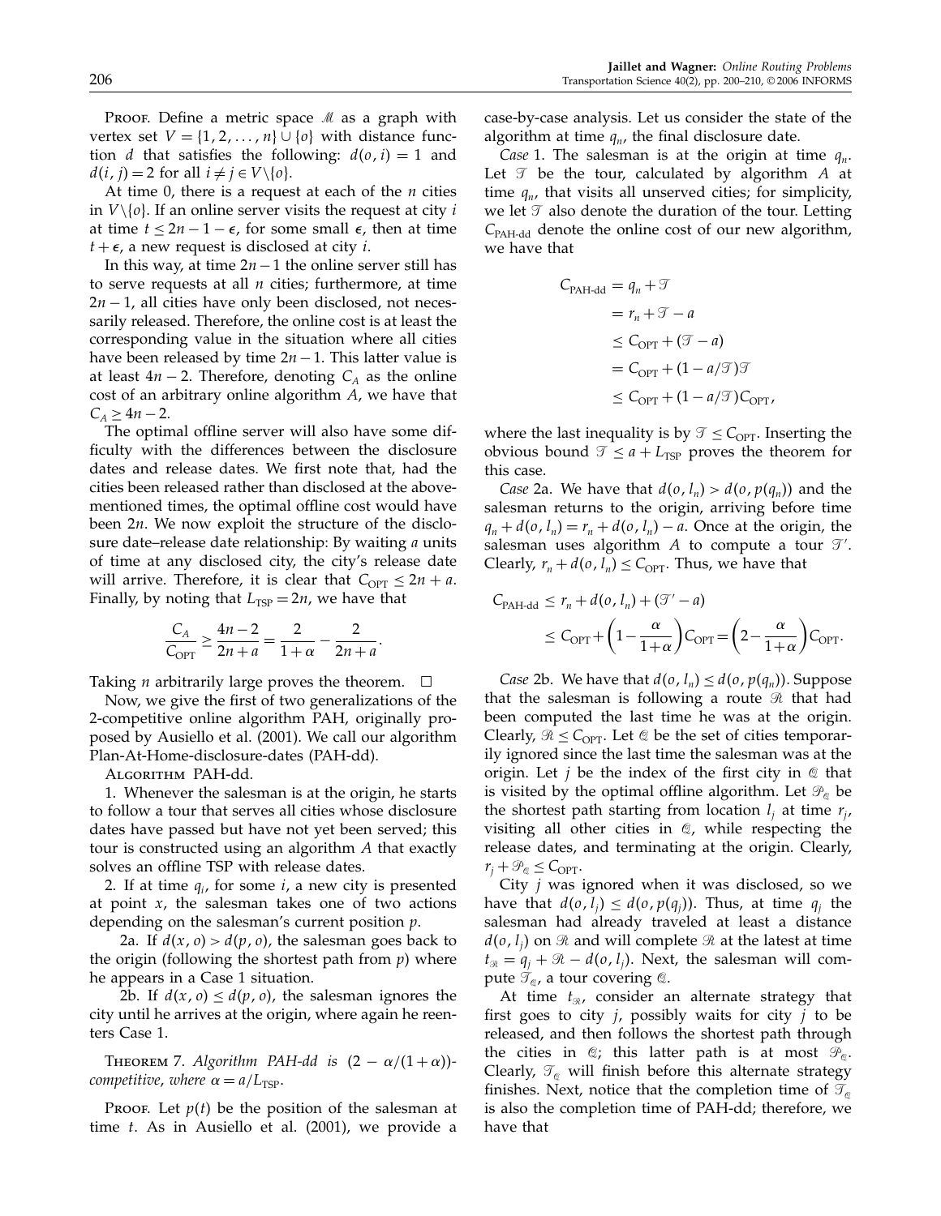PROOF. Define a metric space $\mathcal{M}$ as a graph with vertex set $V = \{1, 2, \ldots, n\} \cup \{o\}$ with distance function $d$ that satisfies the following: $d(o, i) = 1$ and $d(i, j) = 2$ for all $i \neq j \in V \backslash \{o\}$.

At time 0, there is a request at each of the $n$ cities in $V \backslash \{o\}$. If an online server visits the request at city $i$ at time $t \leq 2n - 1 - \epsilon$, for some small $\epsilon$, then at time $t + \epsilon$, a new request is disclosed at city $i$.

In this way, at time $2n - 1$ the online server still has to serve requests at all $n$ cities; furthermore, at time $2n - 1$, all cities have only been disclosed, not necessarily released. Therefore, the online cost is at least the corresponding value in the situation where all cities have been released by time $2n - 1$. This latter value is at least $4n - 2$. Therefore, denoting $C_A$ as the online cost of an arbitrary online algorithm $A$, we have that $C_A \geq 4n - 2$.

The optimal offline server will also have some difficulty with the differences between the disclosure dates and release dates. We first note that, had the cities been released rather than disclosed at the above-mentioned times, the optimal offline cost would have been $2n$. We now exploit the structure of the disclosure date–release date relationship: By waiting $a$ units of time at any disclosed city, the city's release date will arrive. Therefore, it is clear that $C_{\text{OPT}} \leq 2n + a$. Finally, by noting that $L_{\text{TSP}} = 2n$, we have that

$$\frac{C_A}{C_{\text{OPT}}} \geq \frac{4n-2}{2n+a} = \frac{2}{1+\alpha} - \frac{2}{2n+a}.$$

Taking $n$ arbitrarily large proves the theorem. $\square$

Now, we give the first of two generalizations of the 2-competitive online algorithm PAH, originally proposed by Ausiello et al. (2001). We call our algorithm Plan-At-Home-disclosure-dates (PAH-dd).

ALGORITHM PAH-dd.

1. Whenever the salesman is at the origin, he starts to follow a tour that serves all cities whose disclosure dates have passed but have not yet been served; this tour is constructed using an algorithm $A$ that exactly solves an offline TSP with release dates.

2. If at time $q_i$, for some $i$, a new city is presented at point $x$, the salesman takes one of two actions depending on the salesman's current position $p$.

 2a. If $d(x, o) > d(p, o)$, the salesman goes back to the origin (following the shortest path from $p$) where he appears in a Case 1 situation.

 2b. If $d(x, o) \leq d(p, o)$, the salesman ignores the city until he arrives at the origin, where again he reenters Case 1.

THEOREM 7. *Algorithm PAH-dd is* $(2 - \alpha/(1+\alpha))$-*competitive, where* $\alpha = a/L_{\text{TSP}}$.

PROOF. Let $p(t)$ be the position of the salesman at time $t$. As in Ausiello et al. (2001), we provide a case-by-case analysis. Let us consider the state of the algorithm at time $q_n$, the final disclosure date.

*Case* 1. The salesman is at the origin at time $q_n$. Let $\mathcal{T}$ be the tour, calculated by algorithm $A$ at time $q_n$, that visits all unserved cities; for simplicity, we let $\mathcal{T}$ also denote the duration of the tour. Letting $C_{\text{PAH-dd}}$ denote the online cost of our new algorithm, we have that

$$\begin{aligned} C_{\text{PAH-dd}} &= q_n + \mathcal{T} \\ &= r_n + \mathcal{T} - a \\ &\leq C_{\text{OPT}} + (\mathcal{T} - a) \\ &= C_{\text{OPT}} + (1 - a/\mathcal{T})\mathcal{T} \\ &\leq C_{\text{OPT}} + (1 - a/\mathcal{T})C_{\text{OPT}}, \end{aligned}$$

where the last inequality is by $\mathcal{T} \leq C_{\text{OPT}}$. Inserting the obvious bound $\mathcal{T} \leq a + L_{\text{TSP}}$ proves the theorem for this case.

*Case* 2a. We have that $d(o, l_n) > d(o, p(q_n))$ and the salesman returns to the origin, arriving before time $q_n + d(o, l_n) = r_n + d(o, l_n) - a$. Once at the origin, the salesman uses algorithm $A$ to compute a tour $\mathcal{T}'$. Clearly, $r_n + d(o, l_n) \leq C_{\text{OPT}}$. Thus, we have that

$$\begin{aligned} C_{\text{PAH-dd}} &\leq r_n + d(o, l_n) + (\mathcal{T}' - a) \\ &\leq C_{\text{OPT}} + \left(1 - \frac{\alpha}{1+\alpha}\right)C_{\text{OPT}} = \left(2 - \frac{\alpha}{1+\alpha}\right)C_{\text{OPT}}. \end{aligned}$$

*Case* 2b. We have that $d(o, l_n) \leq d(o, p(q_n))$. Suppose that the salesman is following a route $\mathcal{R}$ that had been computed the last time he was at the origin. Clearly, $\mathcal{R} \leq C_{\text{OPT}}$. Let $\mathcal{Q}$ be the set of cities temporarily ignored since the last time the salesman was at the origin. Let $j$ be the index of the first city in $\mathcal{Q}$ that is visited by the optimal offline algorithm. Let $\mathcal{P}_{\mathcal{Q}}$ be the shortest path starting from location $l_j$ at time $r_j$, visiting all other cities in $\mathcal{Q}$, while respecting the release dates, and terminating at the origin. Clearly, $r_j + \mathcal{P}_{\mathcal{Q}} \leq C_{\text{OPT}}$.

City $j$ was ignored when it was disclosed, so we have that $d(o, l_j) \leq d(o, p(q_j))$. Thus, at time $q_j$ the salesman had already traveled at least a distance $d(o, l_j)$ on $\mathcal{R}$ and will complete $\mathcal{R}$ at the latest at time $t_{\mathcal{R}} = q_j + \mathcal{R} - d(o, l_j)$. Next, the salesman will compute $\mathcal{T}_{\mathcal{Q}}$, a tour covering $\mathcal{Q}$.

At time $t_{\mathcal{R}}$, consider an alternate strategy that first goes to city $j$, possibly waits for city $j$ to be released, and then follows the shortest path through the cities in $\mathcal{Q}$; this latter path is at most $\mathcal{P}_{\mathcal{Q}}$. Clearly, $\mathcal{T}_{\mathcal{Q}}$ will finish before this alternate strategy finishes. Next, notice that the completion time of $\mathcal{T}_{\mathcal{Q}}$ is also the completion time of PAH-dd; therefore, we have that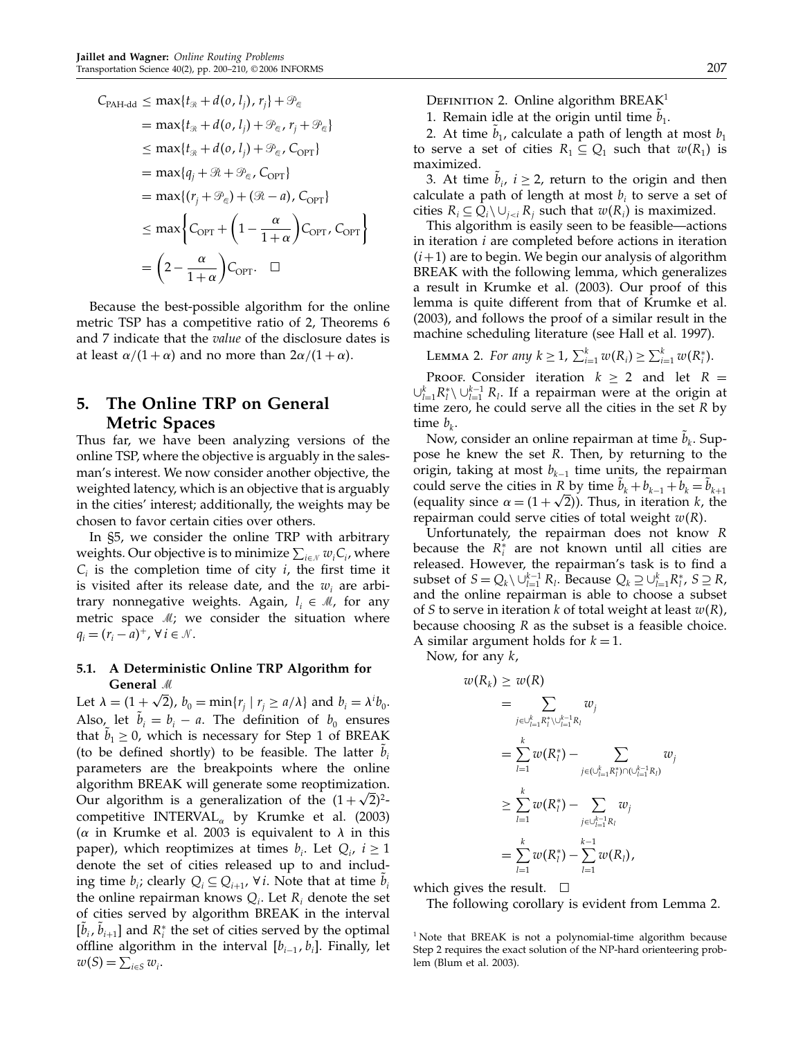$$
\begin{aligned}
C_{\text{PAH-dd}} &\le \max\{t_{\mathcal{R}} + d(o, l_j), r_j\} + \mathcal{P}_{\mathcal{Q}} \\
&= \max\{t_{\mathcal{R}} + d(o, l_j) + \mathcal{P}_{\mathcal{Q}}, r_j + \mathcal{P}_{\mathcal{Q}}\} \\
&\le \max\{t_{\mathcal{R}} + d(o, l_j) + \mathcal{P}_{\mathcal{Q}}, C_{\text{OPT}}\} \\
&= \max\{q_j + \mathcal{R} + \mathcal{P}_{\mathcal{Q}}, C_{\text{OPT}}\} \\
&= \max\{(r_j + \mathcal{P}_{\mathcal{Q}}) + (\mathcal{R} - a), C_{\text{OPT}}\} \\
&\le \max\left\{C_{\text{OPT}} + \left(1 - \frac{\alpha}{1+\alpha}\right)C_{\text{OPT}}, C_{\text{OPT}}\right\} \\
&= \left(2 - \frac{\alpha}{1+\alpha}\right)C_{\text{OPT}}. \quad \square
\end{aligned}
$$

Because the best-possible algorithm for the online metric TSP has a competitive ratio of 2, Theorems 6 and 7 indicate that the *value* of the disclosure dates is at least $\alpha/(1+\alpha)$ and no more than $2\alpha/(1+\alpha)$.

## 5. The Online TRP on General Metric Spaces

Thus far, we have been analyzing versions of the online TSP, where the objective is arguably in the salesman's interest. We now consider another objective, the weighted latency, which is an objective that is arguably in the cities' interest; additionally, the weights may be chosen to favor certain cities over others.

In §5, we consider the online TRP with arbitrary weights. Our objective is to minimize $\sum_{i \in \mathcal{N}} w_i C_i$, where $C_i$ is the completion time of city $i$, the first time it is visited after its release date, and the $w_i$ are arbitrary nonnegative weights. Again, $l_i \in \mathcal{M}$, for any metric space $\mathcal{M}$; we consider the situation where $q_i = (r_i - a)^+$, $\forall\, i \in \mathcal{N}$.

### 5.1. A Deterministic Online TRP Algorithm for General $\mathcal{M}$

Let $\lambda = (1+\sqrt{2})$, $b_0 = \min\{r_j \mid r_j \ge a/\lambda\}$ and $b_i = \lambda^i b_0$. Also, let $\tilde{b}_i = b_i - a$. The definition of $b_0$ ensures that $\tilde{b}_1 \ge 0$, which is necessary for Step 1 of BREAK (to be defined shortly) to be feasible. The latter $\tilde{b}_i$ parameters are the breakpoints where the online algorithm BREAK will generate some reoptimization. Our algorithm is a generalization of the $(1+\sqrt{2})^2$-competitive INTERVAL$_\alpha$ by Krumke et al. (2003) ($\alpha$ in Krumke et al. 2003 is equivalent to $\lambda$ in this paper), which reoptimizes at times $b_i$. Let $Q_i$, $i \ge 1$ denote the set of cities released up to and including time $b_i$; clearly $Q_i \subseteq Q_{i+1}$, $\forall\, i$. Note that at time $\tilde{b}_i$ the online repairman knows $Q_i$. Let $R_i$ denote the set of cities served by algorithm BREAK in the interval $[\tilde{b}_i, \tilde{b}_{i+1}]$ and $R_i^*$ the set of cities served by the optimal offline algorithm in the interval $[b_{i-1}, b_i]$. Finally, let $w(S) = \sum_{i \in S} w_i$.

Definition 2. Online algorithm BREAK[1]

1. Remain idle at the origin until time $\tilde{b}_1$.
2. At time $\tilde{b}_1$, calculate a path of length at most $b_1$ to serve a set of cities $R_1 \subseteq Q_1$ such that $w(R_1)$ is maximized.
3. At time $\tilde{b}_i$, $i \ge 2$, return to the origin and then calculate a path of length at most $b_i$ to serve a set of cities $R_i \subseteq Q_i \setminus \cup_{j<i} R_j$ such that $w(R_i)$ is maximized.

This algorithm is easily seen to be feasible—actions in iteration $i$ are completed before actions in iteration $(i+1)$ are to begin. We begin our analysis of algorithm BREAK with the following lemma, which generalizes a result in Krumke et al. (2003). Our proof of this lemma is quite different from that of Krumke et al. (2003), and follows the proof of a similar result in the machine scheduling literature (see Hall et al. 1997).

Lemma 2. *For any $k \ge 1$, $\sum_{i=1}^{k} w(R_i) \ge \sum_{i=1}^{k} w(R_i^*)$.*

Proof. Consider iteration $k \ge 2$ and let $R = \cup_{l=1}^{k} R_l^* \setminus \cup_{l=1}^{k-1} R_l$. If a repairman were at the origin at time zero, he could serve all the cities in the set $R$ by time $b_k$.

Now, consider an online repairman at time $\tilde{b}_k$. Suppose he knew the set $R$. Then, by returning to the origin, taking at most $b_{k-1}$ time units, the repairman could serve the cities in $R$ by time $\tilde{b}_k + b_{k-1} + b_k = \tilde{b}_{k+1}$ (equality since $\alpha = (1+\sqrt{2})$). Thus, in iteration $k$, the repairman could serve cities of total weight $w(R)$.

Unfortunately, the repairman does not know $R$ because the $R_i^*$ are not known until all cities are released. However, the repairman's task is to find a subset of $S = Q_k \setminus \cup_{l=1}^{k-1} R_l$. Because $Q_k \supseteq \cup_{l=1}^{k} R_l^*$, $S \supseteq R$, and the online repairman is able to choose a subset of $S$ to serve in iteration $k$ of total weight at least $w(R)$, because choosing $R$ as the subset is a feasible choice. A similar argument holds for $k = 1$.

Now, for any $k$,

$$
\begin{aligned}
w(R_k) &\ge w(R) \\
&= \sum_{j \in \cup_{l=1}^{k} R_l^* \setminus \cup_{l=1}^{k-1} R_l} w_j \\
&= \sum_{l=1}^{k} w(R_l^*) - \sum_{j \in (\cup_{l=1}^{k} R_l^*) \cap (\cup_{l=1}^{k-1} R_l)} w_j \\
&\ge \sum_{l=1}^{k} w(R_l^*) - \sum_{j \in \cup_{l=1}^{k-1} R_l} w_j \\
&= \sum_{l=1}^{k} w(R_l^*) - \sum_{l=1}^{k-1} w(R_l),
\end{aligned}
$$

which gives the result. $\square$

The following corollary is evident from Lemma 2.

[1] Note that BREAK is not a polynomial-time algorithm because Step 2 requires the exact solution of the NP-hard orienteering problem (Blum et al. 2003).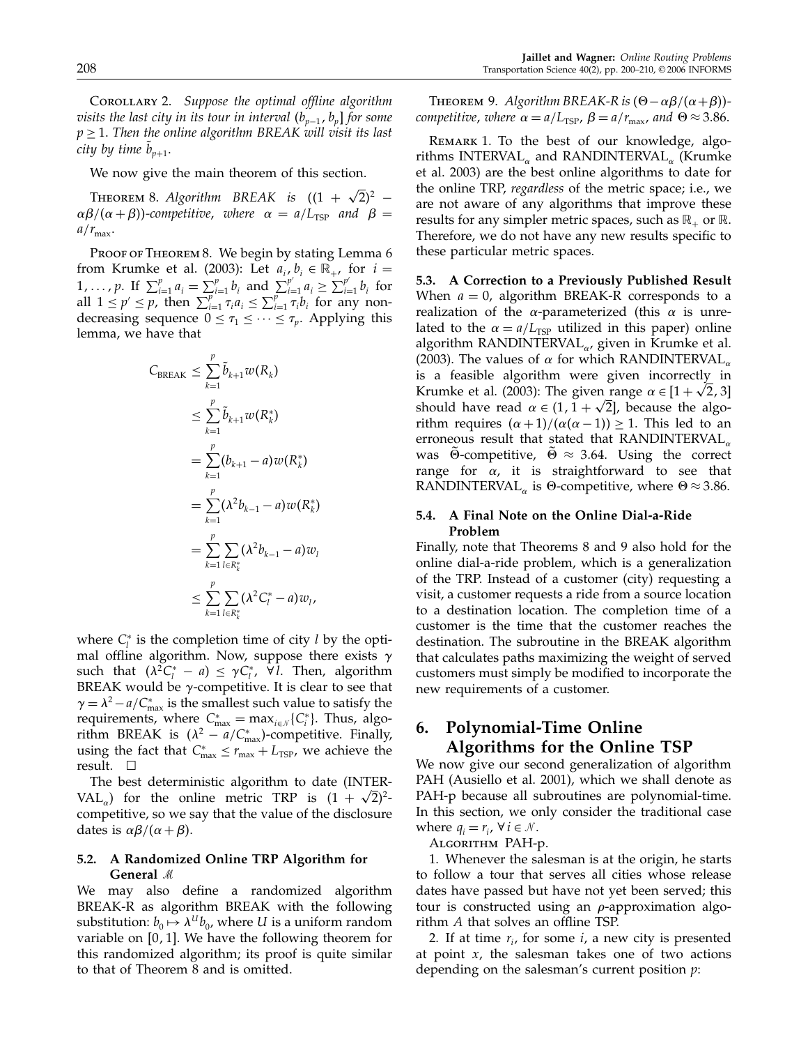**Corollary 2.** *Suppose the optimal offline algorithm visits the last city in its tour in interval $(b_{p-1}, b_p]$ for some $p \geq 1$. Then the online algorithm BREAK will visit its last city by time $\tilde{b}_{p+1}$.*

We now give the main theorem of this section.

**Theorem 8.** *Algorithm BREAK is $((1+\sqrt{2})^2 - \alpha\beta/(\alpha+\beta))$-competitive, where $\alpha = a/L_{\text{TSP}}$ and $\beta = a/r_{\max}$.*

**Proof of Theorem 8.** We begin by stating Lemma 6 from Krumke et al. (2003): Let $a_i, b_i \in \mathbb{R}_+$, for $i = 1, \ldots, p$. If $\sum_{i=1}^{p} a_i = \sum_{i=1}^{p} b_i$ and $\sum_{i=1}^{p'} a_i \geq \sum_{i=1}^{p'} b_i$ for all $1 \leq p' \leq p$, then $\sum_{i=1}^{p} \tau_i a_i \leq \sum_{i=1}^{p} \tau_i b_i$ for any non-decreasing sequence $0 \leq \tau_1 \leq \cdots \leq \tau_p$. Applying this lemma, we have that

$$
\begin{aligned}
C_{\text{BREAK}} &\leq \sum_{k=1}^{p} \tilde{b}_{k+1} w(R_k) \\
&\leq \sum_{k=1}^{p} \tilde{b}_{k+1} w(R_k^*) \\
&= \sum_{k=1}^{p} (b_{k+1} - a) w(R_k^*) \\
&= \sum_{k=1}^{p} (\lambda^2 b_{k-1} - a) w(R_k^*) \\
&= \sum_{k=1}^{p} \sum_{l \in R_k^*} (\lambda^2 b_{k-1} - a) w_l \\
&\leq \sum_{k=1}^{p} \sum_{l \in R_k^*} (\lambda^2 C_l^* - a) w_l,
\end{aligned}
$$

where $C_l^*$ is the completion time of city $l$ by the optimal offline algorithm. Now, suppose there exists $\gamma$ such that $(\lambda^2 C_l^* - a) \leq \gamma C_l^*$, $\forall l$. Then, algorithm BREAK would be $\gamma$-competitive. It is clear to see that $\gamma = \lambda^2 - a/C_{\max}^*$ is the smallest such value to satisfy the requirements, where $C_{\max}^* = \max_{i \in \mathcal{N}} \{C_i^*\}$. Thus, algorithm BREAK is $(\lambda^2 - a/C_{\max}^*)$-competitive. Finally, using the fact that $C_{\max}^* \leq r_{\max} + L_{\text{TSP}}$, we achieve the result. □

The best deterministic algorithm to date (INTERVAL$_\alpha$) for the online metric TRP is $(1+\sqrt{2})^2$-competitive, so we say that the value of the disclosure dates is $\alpha\beta/(\alpha+\beta)$.

### 5.2. A Randomized Online TRP Algorithm for General $\mathcal{M}$

We may also define a randomized algorithm BREAK-R as algorithm BREAK with the following substitution: $b_0 \mapsto \lambda^U b_0$, where $U$ is a uniform random variable on $[0, 1]$. We have the following theorem for this randomized algorithm; its proof is quite similar to that of Theorem 8 and is omitted.

**Theorem 9.** *Algorithm BREAK-R is $(\Theta - \alpha\beta/(\alpha+\beta))$-competitive, where $\alpha = a/L_{\text{TSP}}$, $\beta = a/r_{\max}$, and $\Theta \approx 3.86$.*

**Remark 1.** To the best of our knowledge, algorithms INTERVAL$_\alpha$ and RANDINTERVAL$_\alpha$ (Krumke et al. 2003) are the best online algorithms to date for the online TRP, *regardless* of the metric space; i.e., we are not aware of any algorithms that improve these results for any simpler metric spaces, such as $\mathbb{R}_+$ or $\mathbb{R}$. Therefore, we do not have any new results specific to these particular metric spaces.

### 5.3. A Correction to a Previously Published Result

When $a = 0$, algorithm BREAK-R corresponds to a realization of the $\alpha$-parameterized (this $\alpha$ is unrelated to the $\alpha = a/L_{\text{TSP}}$ utilized in this paper) online algorithm RANDINTERVAL$_\alpha$, given in Krumke et al. (2003). The values of $\alpha$ for which RANDINTERVAL$_\alpha$ is a feasible algorithm were given incorrectly in Krumke et al. (2003): The given range $\alpha \in [1+\sqrt{2}, 3]$ should have read $\alpha \in (1, 1+\sqrt{2}]$, because the algorithm requires $(\alpha+1)/(\alpha(\alpha-1)) \geq 1$. This led to an erroneous result that stated that RANDINTERVAL$_\alpha$ was $\tilde{\Theta}$-competitive, $\tilde{\Theta} \approx 3.64$. Using the correct range for $\alpha$, it is straightforward to see that RANDINTERVAL$_\alpha$ is $\Theta$-competitive, where $\Theta \approx 3.86$.

### 5.4. A Final Note on the Online Dial-a-Ride Problem

Finally, note that Theorems 8 and 9 also hold for the online dial-a-ride problem, which is a generalization of the TRP. Instead of a customer (city) requesting a visit, a customer requests a ride from a source location to a destination location. The completion time of a customer is the time that the customer reaches the destination. The subroutine in the BREAK algorithm that calculates paths maximizing the weight of served customers must simply be modified to incorporate the new requirements of a customer.

## 6. Polynomial-Time Online Algorithms for the Online TSP

We now give our second generalization of algorithm PAH (Ausiello et al. 2001), which we shall denote as PAH-p because all subroutines are polynomial-time. In this section, we only consider the traditional case where $q_i = r_i$, $\forall i \in \mathcal{N}$.

Algorithm PAH-p.

1. Whenever the salesman is at the origin, he starts to follow a tour that serves all cities whose release dates have passed but have not yet been served; this tour is constructed using an $\rho$-approximation algorithm $A$ that solves an offline TSP.

2. If at time $r_i$, for some $i$, a new city is presented at point $x$, the salesman takes one of two actions depending on the salesman's current position $p$: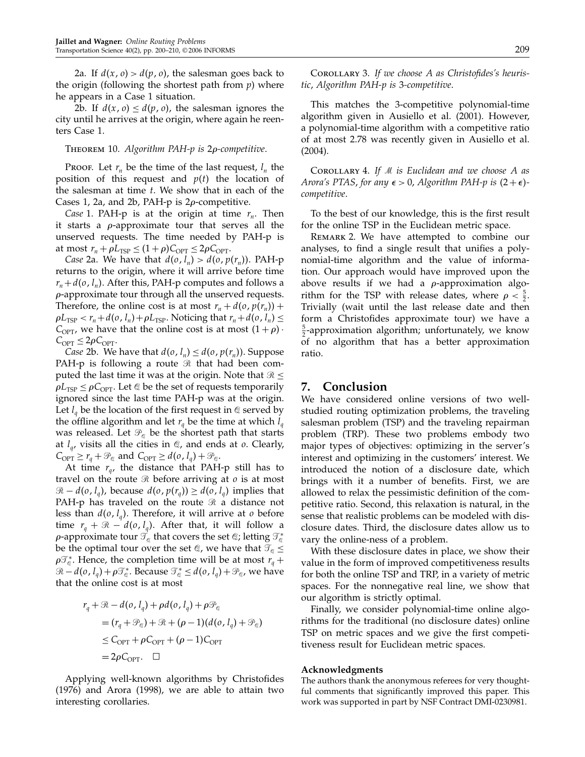2a. If $d(x, o) > d(p, o)$, the salesman goes back to the origin (following the shortest path from $p$) where he appears in a Case 1 situation.

2b. If $d(x, o) \leq d(p, o)$, the salesman ignores the city until he arrives at the origin, where again he reenters Case 1.

THEOREM 10. *Algorithm PAH-p is $2\rho$-competitive.*

PROOF. Let $r_n$ be the time of the last request, $l_n$ the position of this request and $p(t)$ the location of the salesman at time $t$. We show that in each of the Cases 1, 2a, and 2b, PAH-p is $2\rho$-competitive.

*Case* 1. PAH-p is at the origin at time $r_n$. Then it starts a $\rho$-approximate tour that serves all the unserved requests. The time needed by PAH-p is at most $r_n + \rho L_{\mathrm{TSP}} \leq (1+\rho)C_{\mathrm{OPT}} \leq 2\rho C_{\mathrm{OPT}}$.

*Case* 2a. We have that $d(o, l_n) > d(o, p(r_n))$. PAH-p returns to the origin, where it will arrive before time $r_n + d(o, l_n)$. After this, PAH-p computes and follows a $\rho$-approximate tour through all the unserved requests. Therefore, the online cost is at most $r_n + d(o, p(r_n)) + \rho L_{\mathrm{TSP}} < r_n + d(o, l_n) + \rho L_{\mathrm{TSP}}$. Noticing that $r_n + d(o, l_n) \leq C_{\mathrm{OPT}}$, we have that the online cost is at most $(1+\rho) \cdot C_{\mathrm{OPT}} \leq 2\rho C_{\mathrm{OPT}}$.

*Case* 2b. We have that $d(o, l_n) \leq d(o, p(r_n))$. Suppose PAH-p is following a route $\mathcal{R}$ that had been computed the last time it was at the origin. Note that $\mathcal{R} \leq \rho L_{\mathrm{TSP}} \leq \rho C_{\mathrm{OPT}}$. Let $\mathcal{Q}$ be the set of requests temporarily ignored since the last time PAH-p was at the origin. Let $l_q$ be the location of the first request in $\mathcal{Q}$ served by the offline algorithm and let $r_q$ be the time at which $l_q$ was released. Let $\mathcal{P}_{\mathcal{Q}}$ be the shortest path that starts at $l_q$, visits all the cities in $\mathcal{Q}$, and ends at $o$. Clearly, $C_{\mathrm{OPT}} \geq r_q + \mathcal{P}_{\mathcal{Q}}$ and $C_{\mathrm{OPT}} \geq d(o, l_q) + \mathcal{P}_{\mathcal{Q}}$.

At time $r_q$, the distance that PAH-p still has to travel on the route $\mathcal{R}$ before arriving at $o$ is at most $\mathcal{R} - d(o, l_q)$, because $d(o, p(r_q)) \geq d(o, l_q)$ implies that PAH-p has traveled on the route $\mathcal{R}$ a distance not less than $d(o, l_q)$. Therefore, it will arrive at $o$ before time $r_q + \mathcal{R} - d(o, l_q)$. After that, it will follow a $\rho$-approximate tour $\mathcal{T}_{\mathcal{Q}}$ that covers the set $\mathcal{Q}$; letting $\mathcal{T}^*_{\mathcal{Q}}$ be the optimal tour over the set $\mathcal{Q}$, we have that $\mathcal{T}_{\mathcal{Q}} \leq \rho \mathcal{T}^*_{\mathcal{Q}}$. Hence, the completion time will be at most $r_q + \mathcal{R} - d(o, l_q) + \rho \mathcal{T}^*_{\mathcal{Q}}$. Because $\mathcal{T}^*_{\mathcal{Q}} \leq d(o, l_q) + \mathcal{P}_{\mathcal{Q}}$, we have that the online cost is at most

$$
\begin{aligned}
& r_q + \mathcal{R} - d(o, l_q) + \rho d(o, l_q) + \rho \mathcal{P}_{\mathcal{Q}} \\
&\quad = (r_q + \mathcal{P}_{\mathcal{Q}}) + \mathcal{R} + (\rho - 1)(d(o, l_q) + \mathcal{P}_{\mathcal{Q}}) \\
&\quad \leq C_{\mathrm{OPT}} + \rho C_{\mathrm{OPT}} + (\rho - 1) C_{\mathrm{OPT}} \\
&\quad = 2\rho C_{\mathrm{OPT}}. \quad \square
\end{aligned}
$$

Applying well-known algorithms by Christofides (1976) and Arora (1998), we are able to attain two interesting corollaries.

COROLLARY 3. *If we choose A as Christofides's heuristic, Algorithm PAH-p is 3-competitive.*

This matches the 3-competitive polynomial-time algorithm given in Ausiello et al. (2001). However, a polynomial-time algorithm with a competitive ratio of at most 2.78 was recently given in Ausiello et al. (2004).

COROLLARY 4. *If $\mathcal{M}$ is Euclidean and we choose A as Arora's PTAS, for any $\epsilon > 0$, Algorithm PAH-p is $(2+\epsilon)$-competitive.*

To the best of our knowledge, this is the first result for the online TSP in the Euclidean metric space.

REMARK 2. We have attempted to combine our analyses, to find a single result that unifies a polynomial-time algorithm and the value of information. Our approach would have improved upon the above results if we had a $\rho$-approximation algorithm for the TSP with release dates, where $\rho < \frac{5}{2}$. Trivially (wait until the last release date and then form a Christofides approximate tour) we have a $\frac{5}{2}$-approximation algorithm; unfortunately, we know of no algorithm that has a better approximation ratio.

## 7. Conclusion

We have considered online versions of two well-studied routing optimization problems, the traveling salesman problem (TSP) and the traveling repairman problem (TRP). These two problems embody two major types of objectives: optimizing in the server's interest and optimizing in the customers' interest. We introduced the notion of a disclosure date, which brings with it a number of benefits. First, we are allowed to relax the pessimistic definition of the competitive ratio. Second, this relaxation is natural, in the sense that realistic problems can be modeled with disclosure dates. Third, the disclosure dates allow us to vary the online-ness of a problem.

With these disclosure dates in place, we show their value in the form of improved competitiveness results for both the online TSP and TRP, in a variety of metric spaces. For the nonnegative real line, we show that our algorithm is strictly optimal.

Finally, we consider polynomial-time online algorithms for the traditional (no disclosure dates) online TSP on metric spaces and we give the first competitiveness result for Euclidean metric spaces.

### Acknowledgments

The authors thank the anonymous referees for very thoughtful comments that significantly improved this paper. This work was supported in part by NSF Contract DMI-0230981.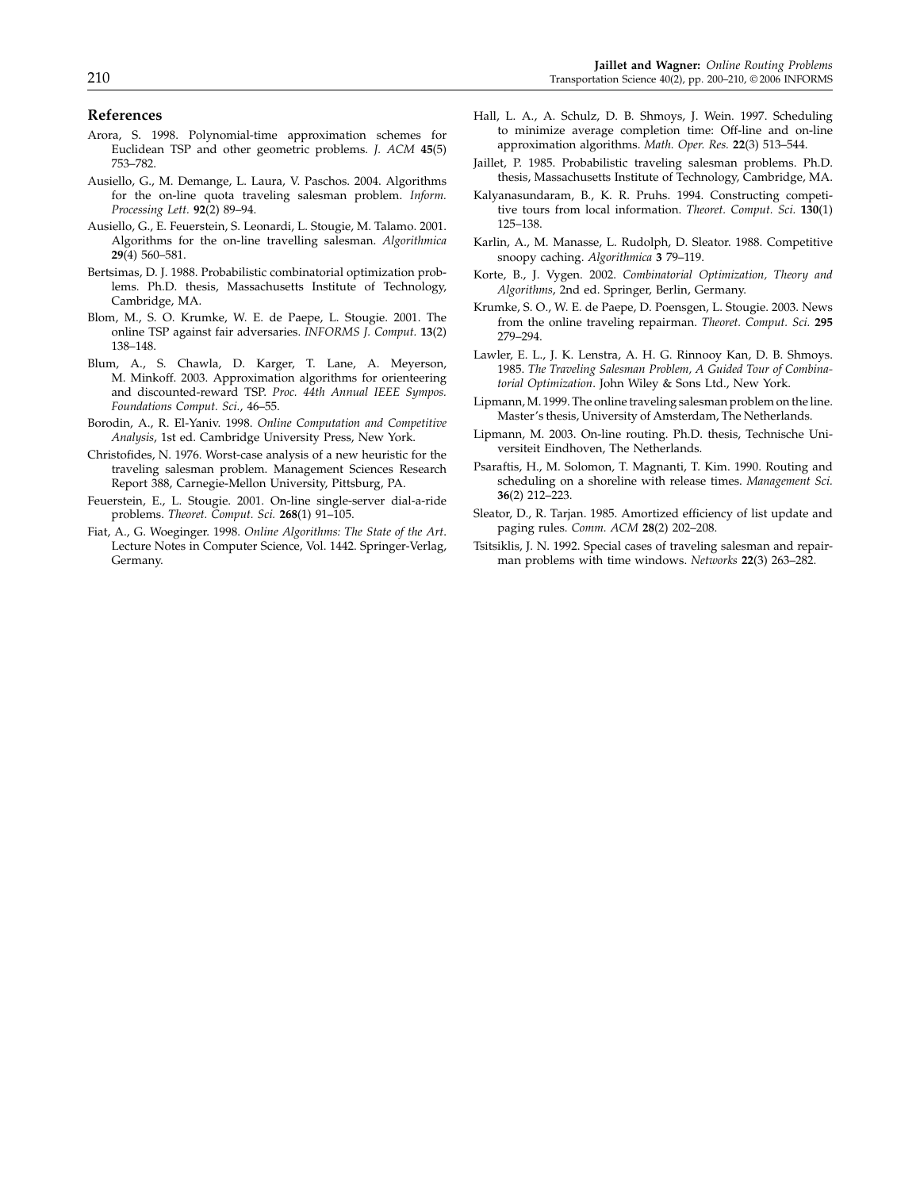## References

Arora, S. 1998. Polynomial-time approximation schemes for Euclidean TSP and other geometric problems. *J. ACM* **45**(5) 753–782.

Ausiello, G., M. Demange, L. Laura, V. Paschos. 2004. Algorithms for the on-line quota traveling salesman problem. *Inform. Processing Lett.* **92**(2) 89–94.

Ausiello, G., E. Feuerstein, S. Leonardi, L. Stougie, M. Talamo. 2001. Algorithms for the on-line travelling salesman. *Algorithmica* **29**(4) 560–581.

Bertsimas, D. J. 1988. Probabilistic combinatorial optimization problems. Ph.D. thesis, Massachusetts Institute of Technology, Cambridge, MA.

Blom, M., S. O. Krumke, W. E. de Paepe, L. Stougie. 2001. The online TSP against fair adversaries. *INFORMS J. Comput.* **13**(2) 138–148.

Blum, A., S. Chawla, D. Karger, T. Lane, A. Meyerson, M. Minkoff. 2003. Approximation algorithms for orienteering and discounted-reward TSP. *Proc. 44th Annual IEEE Sympos. Foundations Comput. Sci.*, 46–55.

Borodin, A., R. El-Yaniv. 1998. *Online Computation and Competitive Analysis*, 1st ed. Cambridge University Press, New York.

Christofides, N. 1976. Worst-case analysis of a new heuristic for the traveling salesman problem. Management Sciences Research Report 388, Carnegie-Mellon University, Pittsburg, PA.

Feuerstein, E., L. Stougie. 2001. On-line single-server dial-a-ride problems. *Theoret. Comput. Sci.* **268**(1) 91–105.

Fiat, A., G. Woeginger. 1998. *Online Algorithms: The State of the Art*. Lecture Notes in Computer Science, Vol. 1442. Springer-Verlag, Germany.

Hall, L. A., A. Schulz, D. B. Shmoys, J. Wein. 1997. Scheduling to minimize average completion time: Off-line and on-line approximation algorithms. *Math. Oper. Res.* **22**(3) 513–544.

Jaillet, P. 1985. Probabilistic traveling salesman problems. Ph.D. thesis, Massachusetts Institute of Technology, Cambridge, MA.

Kalyanasundaram, B., K. R. Pruhs. 1994. Constructing competitive tours from local information. *Theoret. Comput. Sci.* **130**(1) 125–138.

Karlin, A., M. Manasse, L. Rudolph, D. Sleator. 1988. Competitive snoopy caching. *Algorithmica* **3** 79–119.

Korte, B., J. Vygen. 2002. *Combinatorial Optimization, Theory and Algorithms*, 2nd ed. Springer, Berlin, Germany.

Krumke, S. O., W. E. de Paepe, D. Poensgen, L. Stougie. 2003. News from the online traveling repairman. *Theoret. Comput. Sci.* **295** 279–294.

Lawler, E. L., J. K. Lenstra, A. H. G. Rinnooy Kan, D. B. Shmoys. 1985. *The Traveling Salesman Problem, A Guided Tour of Combinatorial Optimization*. John Wiley & Sons Ltd., New York.

Lipmann, M. 1999. The online traveling salesman problem on the line. Master's thesis, University of Amsterdam, The Netherlands.

Lipmann, M. 2003. On-line routing. Ph.D. thesis, Technische Universiteit Eindhoven, The Netherlands.

Psaraftis, H., M. Solomon, T. Magnanti, T. Kim. 1990. Routing and scheduling on a shoreline with release times. *Management Sci.* **36**(2) 212–223.

Sleator, D., R. Tarjan. 1985. Amortized efficiency of list update and paging rules. *Comm. ACM* **28**(2) 202–208.

Tsitsiklis, J. N. 1992. Special cases of traveling salesman and repairman problems with time windows. *Networks* **22**(3) 263–282.